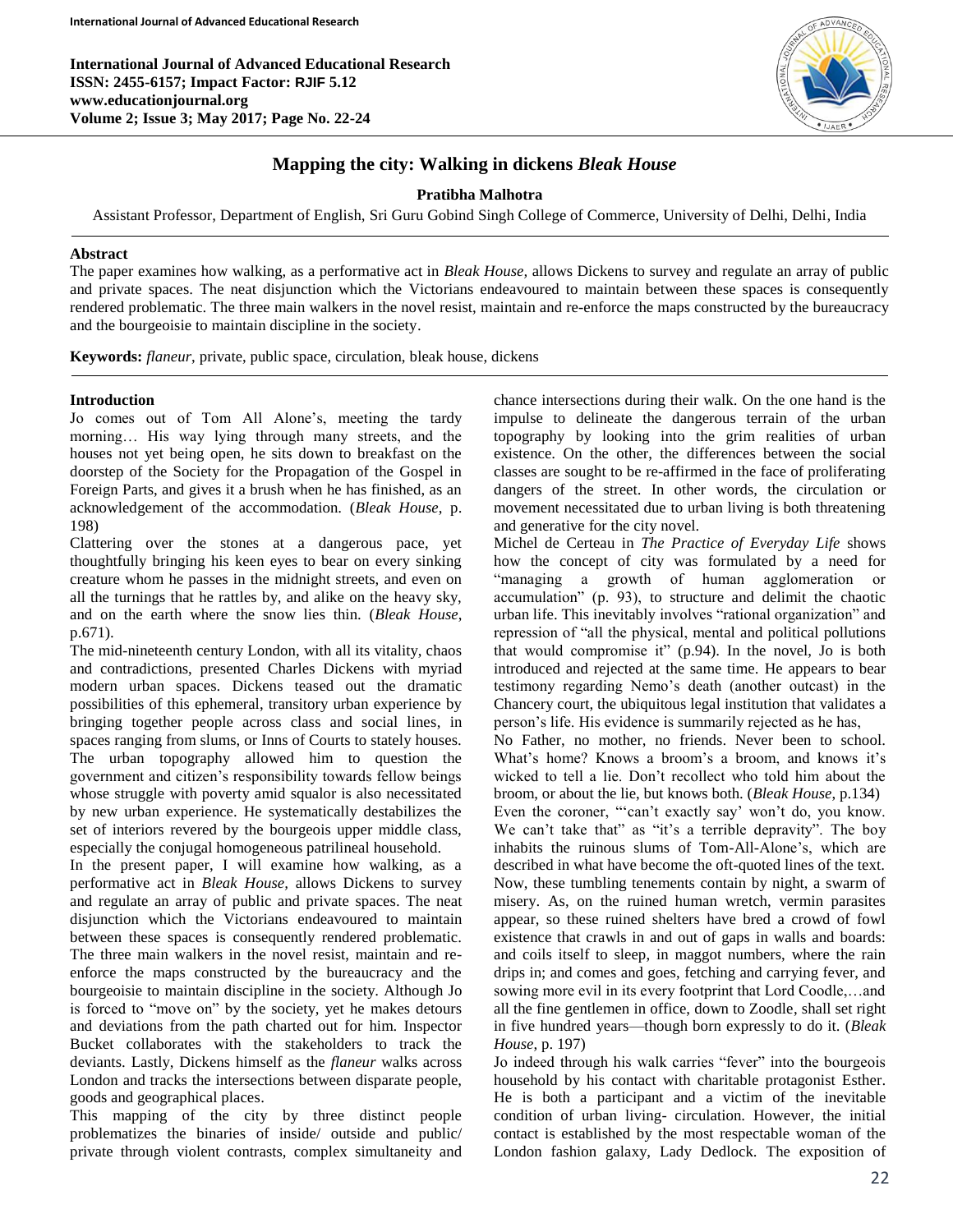# Mapping the city: Walking in dickens *Bleak House*

**Pratibha Malhotra**

Assistant Professor, Department of English, Sri Guru Gobind Singh College of Commerce, University of Delhi, Delhi, India

## Abstract

The paper examines how walking, as a performative act in *Bleak House,* allows Dickens to survey and regulate an array of public and private spaces. The neat disjunction which the Victorians endeavoured to maintain between these spaces is consequently rendered problematic. The three main walkers in the novel resist, maintain and re-enforce the maps constructed by the bureaucracy and the bourgeoisie to maintain discipline in the society.

**Keywords:** *flaneur*, private, public space, circulation, bleak house, dickens

## Introduction

Jo comes out of Tom All Alone's, meeting the tardy morning… His way lying through many streets, and the houses not yet being open, he sits down to breakfast on the doorstep of the Society for the Propagation of the Gospel in Foreign Parts, and gives it a brush when he has finished, as an acknowledgement of the accommodation. (*Bleak House*, p. 198)

Clattering over the stones at a dangerous pace, yet thoughtfully bringing his keen eyes to bear on every sinking creature whom he passes in the midnight streets, and even on all the turnings that he rattles by, and alike on the heavy sky, and on the earth where the snow lies thin. (*Bleak House*, p.671).

The mid-nineteenth century London, with all its vitality, chaos and contradictions, presented Charles Dickens with myriad modern urban spaces. Dickens teased out the dramatic possibilities of this ephemeral, transitory urban experience by bringing together people across class and social lines, in spaces ranging from slums, or Inns of Courts to stately houses. The urban topography allowed him to question the government and citizen's responsibility towards fellow beings whose struggle with poverty amid squalor is also necessitated by new urban experience. He systematically destabilizes the set of interiors revered by the bourgeois upper middle class, especially the conjugal homogeneous patrilineal household.

In the present paper, I will examine how walking, as a performative act in *Bleak House,* allows Dickens to survey and regulate an array of public and private spaces. The neat disjunction which the Victorians endeavoured to maintain between these spaces is consequently rendered problematic. The three main walkers in the novel resist, maintain and re-enforce the maps constructed by the bureaucracy and the bourgeoisie to maintain discipline in the society. Although Jo is forced to "move on" by the society, yet he makes detours and deviations from the path charted out for him. Inspector Bucket collaborates with the stakeholders to track the deviants. Lastly, Dickens himself as the *flaneur* walks across London and tracks the intersections between disparate people, goods and geographical places.

This mapping of the city by three distinct people problematizes the binaries of inside/ outside and public/ private through violent contrasts, complex simultaneity and chance intersections during their walk. On the one hand is the impulse to delineate the dangerous terrain of the urban topography by looking into the grim realities of urban existence. On the other, the differences between the social classes are sought to be re-affirmed in the face of proliferating dangers of the street. In other words, the circulation or movement necessitated due to urban living is both threatening and generative for the city novel.

Michel de Certeau in *The Practice of Everyday Life* shows how the concept of city was formulated by a need for "managing a growth of human agglomeration or accumulation" (p. 93), to structure and delimit the chaotic urban life. This inevitably involves "rational organization" and repression of "all the physical, mental and political pollutions that would compromise it" (p.94). In the novel, Jo is both introduced and rejected at the same time. He appears to bear testimony regarding Nemo's death (another outcast) in the Chancery court, the ubiquitous legal institution that validates a person's life. His evidence is summarily rejected as he has,

No Father, no mother, no friends. Never been to school. What's home? Knows a broom's a broom, and knows it's wicked to tell a lie. Don't recollect who told him about the broom, or about the lie, but knows both. (*Bleak House*, p.134)

Even the coroner, "'can't exactly say' won't do, you know. We can't take that" as "it's a terrible depravity". The boy inhabits the ruinous slums of Tom-All-Alone's, which are described in what have become the oft-quoted lines of the text.

Now, these tumbling tenements contain by night, a swarm of misery. As, on the ruined human wretch, vermin parasites appear, so these ruined shelters have bred a crowd of fowl existence that crawls in and out of gaps in walls and boards: and coils itself to sleep, in maggot numbers, where the rain drips in; and comes and goes, fetching and carrying fever, and sowing more evil in its every footprint that Lord Coodle,…and all the fine gentlemen in office, down to Zoodle, shall set right in five hundred years—though born expressly to do it. (*Bleak House*, p. 197)

Jo indeed through his walk carries "fever" into the bourgeois household by his contact with charitable protagonist Esther. He is both a participant and a victim of the inevitable condition of urban living- circulation. However, the initial contact is established by the most respectable woman of the London fashion galaxy, Lady Dedlock. The exposition of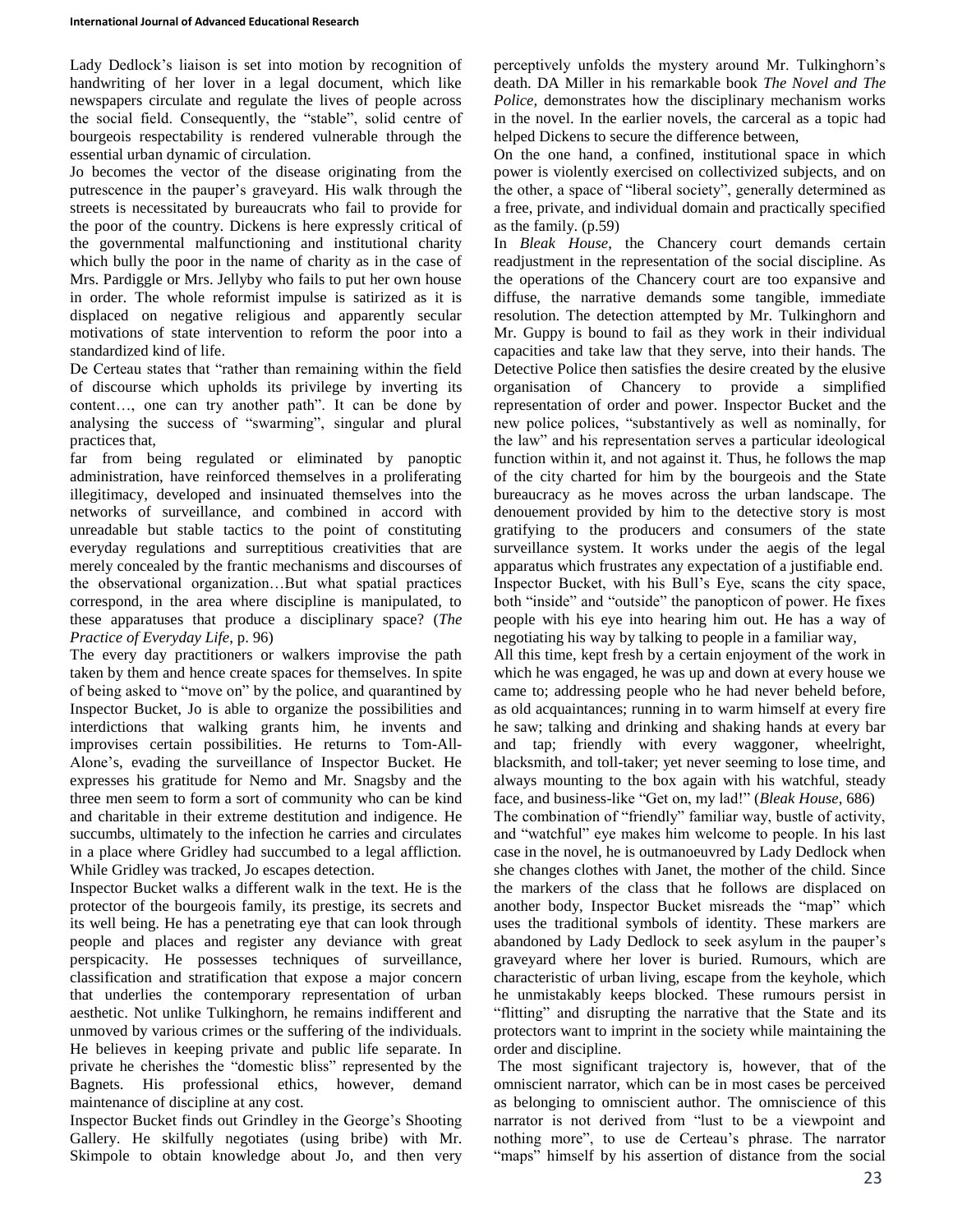Lady Dedlock's liaison is set into motion by recognition of handwriting of her lover in a legal document, which like newspapers circulate and regulate the lives of people across the social field. Consequently, the "stable", solid centre of bourgeois respectability is rendered vulnerable through the essential urban dynamic of circulation.

Jo becomes the vector of the disease originating from the putrescence in the pauper's graveyard. His walk through the streets is necessitated by bureaucrats who fail to provide for the poor of the country. Dickens is here expressly critical of the governmental malfunctioning and institutional charity which bully the poor in the name of charity as in the case of Mrs. Pardiggle or Mrs. Jellyby who fails to put her own house in order. The whole reformist impulse is satirized as it is displaced on negative religious and apparently secular motivations of state intervention to reform the poor into a standardized kind of life.

De Certeau states that "rather than remaining within the field of discourse which upholds its privilege by inverting its content…, one can try another path". It can be done by analysing the success of "swarming", singular and plural practices that,

far from being regulated or eliminated by panoptic administration, have reinforced themselves in a proliferating illegitimacy, developed and insinuated themselves into the networks of surveillance, and combined in accord with unreadable but stable tactics to the point of constituting everyday regulations and surreptitious creativities that are merely concealed by the frantic mechanisms and discourses of the observational organization…But what spatial practices correspond, in the area where discipline is manipulated, to these apparatuses that produce a disciplinary space? (*The Practice of Everyday Life*, p. 96)

The every day practitioners or walkers improvise the path taken by them and hence create spaces for themselves. In spite of being asked to "move on" by the police, and quarantined by Inspector Bucket, Jo is able to organize the possibilities and interdictions that walking grants him, he invents and improvises certain possibilities. He returns to Tom-All-Alone's, evading the surveillance of Inspector Bucket. He expresses his gratitude for Nemo and Mr. Snagsby and the three men seem to form a sort of community who can be kind and charitable in their extreme destitution and indigence. He succumbs, ultimately to the infection he carries and circulates in a place where Gridley had succumbed to a legal affliction. While Gridley was tracked, Jo escapes detection.

Inspector Bucket walks a different walk in the text. He is the protector of the bourgeois family, its prestige, its secrets and its well being. He has a penetrating eye that can look through people and places and register any deviance with great perspicacity. He possesses techniques of surveillance, classification and stratification that expose a major concern that underlies the contemporary representation of urban aesthetic. Not unlike Tulkinghorn, he remains indifferent and unmoved by various crimes or the suffering of the individuals. He believes in keeping private and public life separate. In private he cherishes the "domestic bliss" represented by the Bagnets. His professional ethics, however, demand maintenance of discipline at any cost.

Inspector Bucket finds out Grindley in the George's Shooting Gallery. He skilfully negotiates (using bribe) with Mr. Skimpole to obtain knowledge about Jo, and then very perceptively unfolds the mystery around Mr. Tulkinghorn's death. DA Miller in his remarkable book *The Novel and The Police,* demonstrates how the disciplinary mechanism works in the novel. In the earlier novels, the carceral as a topic had helped Dickens to secure the difference between,

On the one hand, a confined, institutional space in which power is violently exercised on collectivized subjects, and on the other, a space of "liberal society", generally determined as a free, private, and individual domain and practically specified as the family. (p.59)

In *Bleak House*, the Chancery court demands certain readjustment in the representation of the social discipline. As the operations of the Chancery court are too expansive and diffuse, the narrative demands some tangible, immediate resolution. The detection attempted by Mr. Tulkinghorn and Mr. Guppy is bound to fail as they work in their individual capacities and take law that they serve, into their hands. The Detective Police then satisfies the desire created by the elusive organisation of Chancery to provide a simplified representation of order and power. Inspector Bucket and the new police polices, "substantively as well as nominally, for the law" and his representation serves a particular ideological function within it, and not against it. Thus, he follows the map of the city charted for him by the bourgeois and the State bureaucracy as he moves across the urban landscape. The denouement provided by him to the detective story is most gratifying to the producers and consumers of the state surveillance system. It works under the aegis of the legal apparatus which frustrates any expectation of a justifiable end. Inspector Bucket, with his Bull's Eye, scans the city space, both "inside" and "outside" the panopticon of power. He fixes people with his eye into hearing him out. He has a way of negotiating his way by talking to people in a familiar way,

All this time, kept fresh by a certain enjoyment of the work in which he was engaged, he was up and down at every house we came to; addressing people who he had never beheld before, as old acquaintances; running in to warm himself at every fire he saw; talking and drinking and shaking hands at every bar and tap; friendly with every waggoner, wheelright, blacksmith, and toll-taker; yet never seeming to lose time, and always mounting to the box again with his watchful, steady face, and business-like "Get on, my lad!" (*Bleak House*, 686)

The combination of "friendly" familiar way, bustle of activity, and "watchful" eye makes him welcome to people. In his last case in the novel, he is outmanoeuvred by Lady Dedlock when she changes clothes with Janet, the mother of the child. Since the markers of the class that he follows are displaced on another body, Inspector Bucket misreads the "map" which uses the traditional symbols of identity. These markers are abandoned by Lady Dedlock to seek asylum in the pauper's graveyard where her lover is buried. Rumours, which are characteristic of urban living, escape from the keyhole, which he unmistakably keeps blocked. These rumours persist in "flitting" and disrupting the narrative that the State and its protectors want to imprint in the society while maintaining the order and discipline.

The most significant trajectory is, however, that of the omniscient narrator, which can be in most cases be perceived as belonging to omniscient author. The omniscience of this narrator is not derived from "lust to be a viewpoint and nothing more", to use de Certeau's phrase. The narrator "maps" himself by his assertion of distance from the social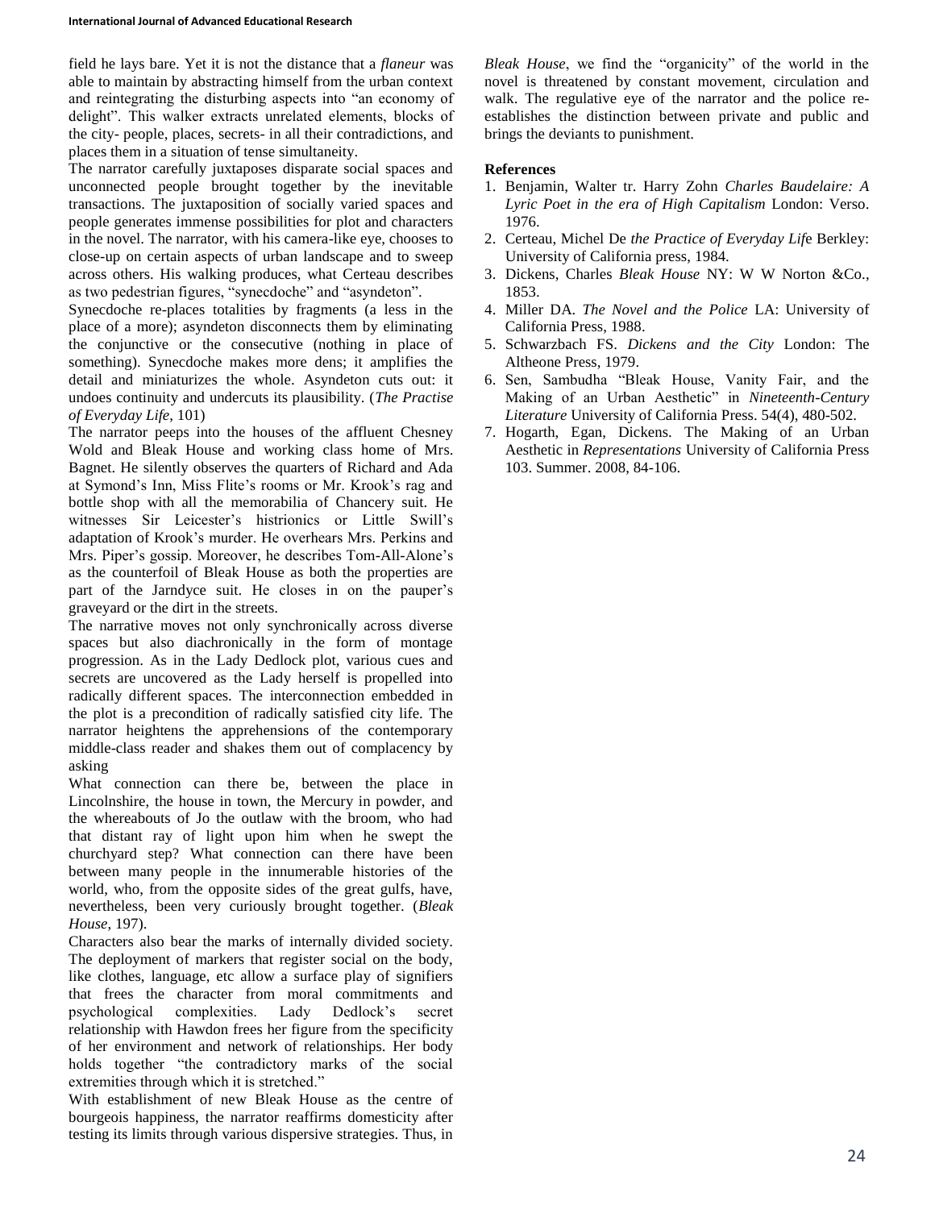field he lays bare. Yet it is not the distance that a *flaneur* was able to maintain by abstracting himself from the urban context and reintegrating the disturbing aspects into "an economy of delight". This walker extracts unrelated elements, blocks of the city- people, places, secrets- in all their contradictions, and places them in a situation of tense simultaneity.

The narrator carefully juxtaposes disparate social spaces and unconnected people brought together by the inevitable transactions. The juxtaposition of socially varied spaces and people generates immense possibilities for plot and characters in the novel. The narrator, with his camera-like eye, chooses to close-up on certain aspects of urban landscape and to sweep across others. His walking produces, what Certeau describes as two pedestrian figures, "synecdoche" and "asyndeton".

Synecdoche re-places totalities by fragments (a less in the place of a more); asyndeton disconnects them by eliminating the conjunctive or the consecutive (nothing in place of something). Synecdoche makes more dens; it amplifies the detail and miniaturizes the whole. Asyndeton cuts out: it undoes continuity and undercuts its plausibility. (*The Practise of Everyday Life*, 101)

The narrator peeps into the houses of the affluent Chesney Wold and Bleak House and working class home of Mrs. Bagnet. He silently observes the quarters of Richard and Ada at Symond's Inn, Miss Flite's rooms or Mr. Krook's rag and bottle shop with all the memorabilia of Chancery suit. He witnesses Sir Leicester's histrionics or Little Swill's adaptation of Krook's murder. He overhears Mrs. Perkins and Mrs. Piper's gossip. Moreover, he describes Tom-All-Alone's as the counterfoil of Bleak House as both the properties are part of the Jarndyce suit. He closes in on the pauper's graveyard or the dirt in the streets.

The narrative moves not only synchronically across diverse spaces but also diachronically in the form of montage progression. As in the Lady Dedlock plot, various cues and secrets are uncovered as the Lady herself is propelled into radically different spaces. The interconnection embedded in the plot is a precondition of radically satisfied city life. The narrator heightens the apprehensions of the contemporary middle-class reader and shakes them out of complacency by asking

What connection can there be, between the place in Lincolnshire, the house in town, the Mercury in powder, and the whereabouts of Jo the outlaw with the broom, who had that distant ray of light upon him when he swept the churchyard step? What connection can there have been between many people in the innumerable histories of the world, who, from the opposite sides of the great gulfs, have, nevertheless, been very curiously brought together. (*Bleak House*, 197).

Characters also bear the marks of internally divided society. The deployment of markers that register social on the body, like clothes, language, etc allow a surface play of signifiers that frees the character from moral commitments and psychological complexities. Lady Dedlock's secret relationship with Hawdon frees her figure from the specificity of her environment and network of relationships. Her body holds together "the contradictory marks of the social extremities through which it is stretched."

With establishment of new Bleak House as the centre of bourgeois happiness, the narrator reaffirms domesticity after testing its limits through various dispersive strategies. Thus, in *Bleak House*, we find the "organicity" of the world in the novel is threatened by constant movement, circulation and walk. The regulative eye of the narrator and the police re-establishes the distinction between private and public and brings the deviants to punishment.

**References**

1. Benjamin, Walter tr. Harry Zohn *Charles Baudelaire: A Lyric Poet in the era of High Capitalism* London: Verso. 1976.
2. Certeau, Michel De *the Practice of Everyday Life* Berkley: University of California press, 1984.
3. Dickens, Charles *Bleak House* NY: W W Norton &Co., 1853.
4. Miller DA. *The Novel and the Police* LA: University of California Press, 1988.
5. Schwarzbach FS. *Dickens and the City* London: The Altheone Press, 1979.
6. Sen, Sambudha "Bleak House, Vanity Fair, and the Making of an Urban Aesthetic" in *Nineteenth-Century Literature* University of California Press. 54(4), 480-502.
7. Hogarth, Egan, Dickens. The Making of an Urban Aesthetic in *Representations* University of California Press 103. Summer. 2008, 84-106.